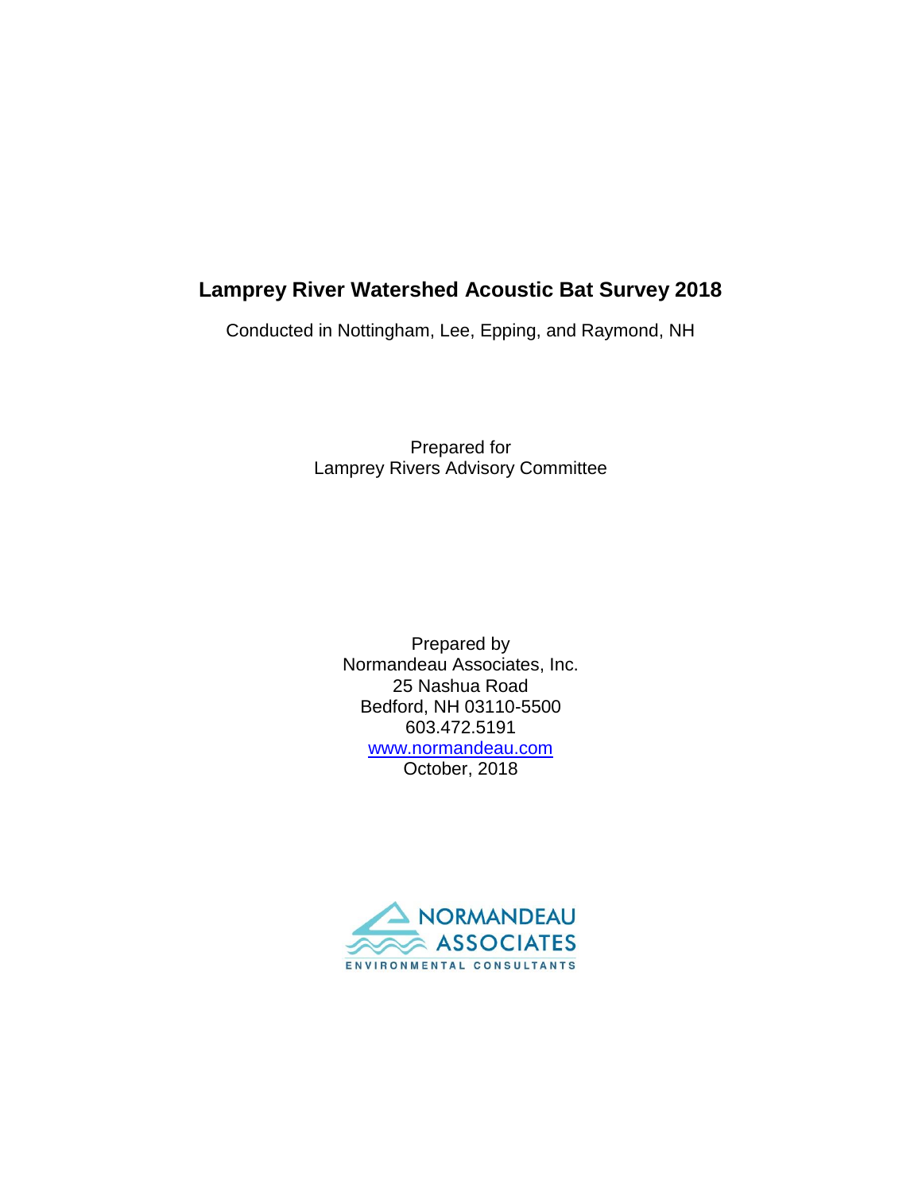# Lamprey River Watershed Acoustic Bat Survey 2018

Conducted in Nottingham, Lee, Epping, and Raymond, NH

Prepared for
Lamprey Rivers Advisory Committee

Prepared by
Normandeau Associates, Inc.
25 Nashua Road
Bedford, NH 03110-5500
603.472.5191
[www.normandeau.com](http://www.normandeau.com)
October, 2018

NORMANDEAU ASSOCIATES
ENVIRONMENTAL CONSULTANTS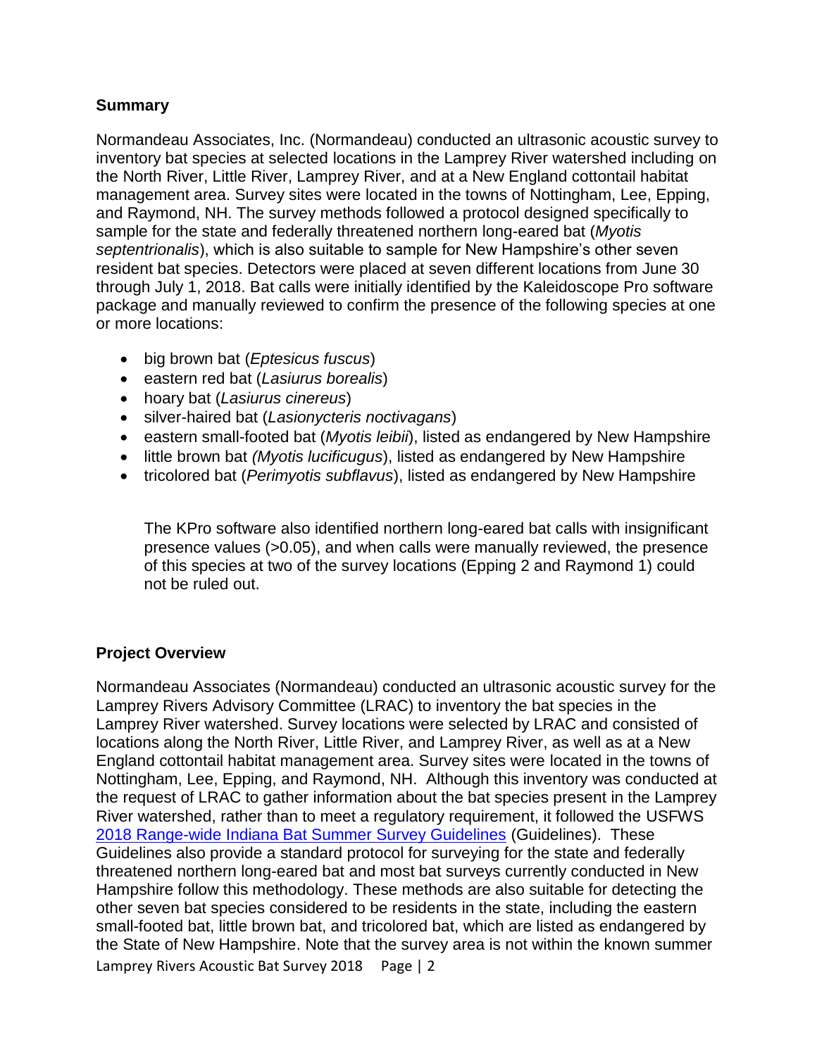## Summary

Normandeau Associates, Inc. (Normandeau) conducted an ultrasonic acoustic survey to inventory bat species at selected locations in the Lamprey River watershed including on the North River, Little River, Lamprey River, and at a New England cottontail habitat management area. Survey sites were located in the towns of Nottingham, Lee, Epping, and Raymond, NH. The survey methods followed a protocol designed specifically to sample for the state and federally threatened northern long-eared bat (*Myotis septentrionalis*), which is also suitable to sample for New Hampshire's other seven resident bat species. Detectors were placed at seven different locations from June 30 through July 1, 2018. Bat calls were initially identified by the Kaleidoscope Pro software package and manually reviewed to confirm the presence of the following species at one or more locations:

- big brown bat (*Eptesicus fuscus*)
- eastern red bat (*Lasiurus borealis*)
- hoary bat (*Lasiurus cinereus*)
- silver-haired bat (*Lasionycteris noctivagans*)
- eastern small-footed bat (*Myotis leibii*), listed as endangered by New Hampshire
- little brown bat *(Myotis lucificugus*), listed as endangered by New Hampshire
- tricolored bat (*Perimyotis subflavus*), listed as endangered by New Hampshire

The KPro software also identified northern long-eared bat calls with insignificant presence values (>0.05), and when calls were manually reviewed, the presence of this species at two of the survey locations (Epping 2 and Raymond 1) could not be ruled out.

## Project Overview

Normandeau Associates (Normandeau) conducted an ultrasonic acoustic survey for the Lamprey Rivers Advisory Committee (LRAC) to inventory the bat species in the Lamprey River watershed. Survey locations were selected by LRAC and consisted of locations along the North River, Little River, and Lamprey River, as well as at a New England cottontail habitat management area. Survey sites were located in the towns of Nottingham, Lee, Epping, and Raymond, NH. Although this inventory was conducted at the request of LRAC to gather information about the bat species present in the Lamprey River watershed, rather than to meet a regulatory requirement, it followed the USFWS 2018 Range-wide Indiana Bat Summer Survey Guidelines (Guidelines). These Guidelines also provide a standard protocol for surveying for the state and federally threatened northern long-eared bat and most bat surveys currently conducted in New Hampshire follow this methodology. These methods are also suitable for detecting the other seven bat species considered to be residents in the state, including the eastern small-footed bat, little brown bat, and tricolored bat, which are listed as endangered by the State of New Hampshire. Note that the survey area is not within the known summer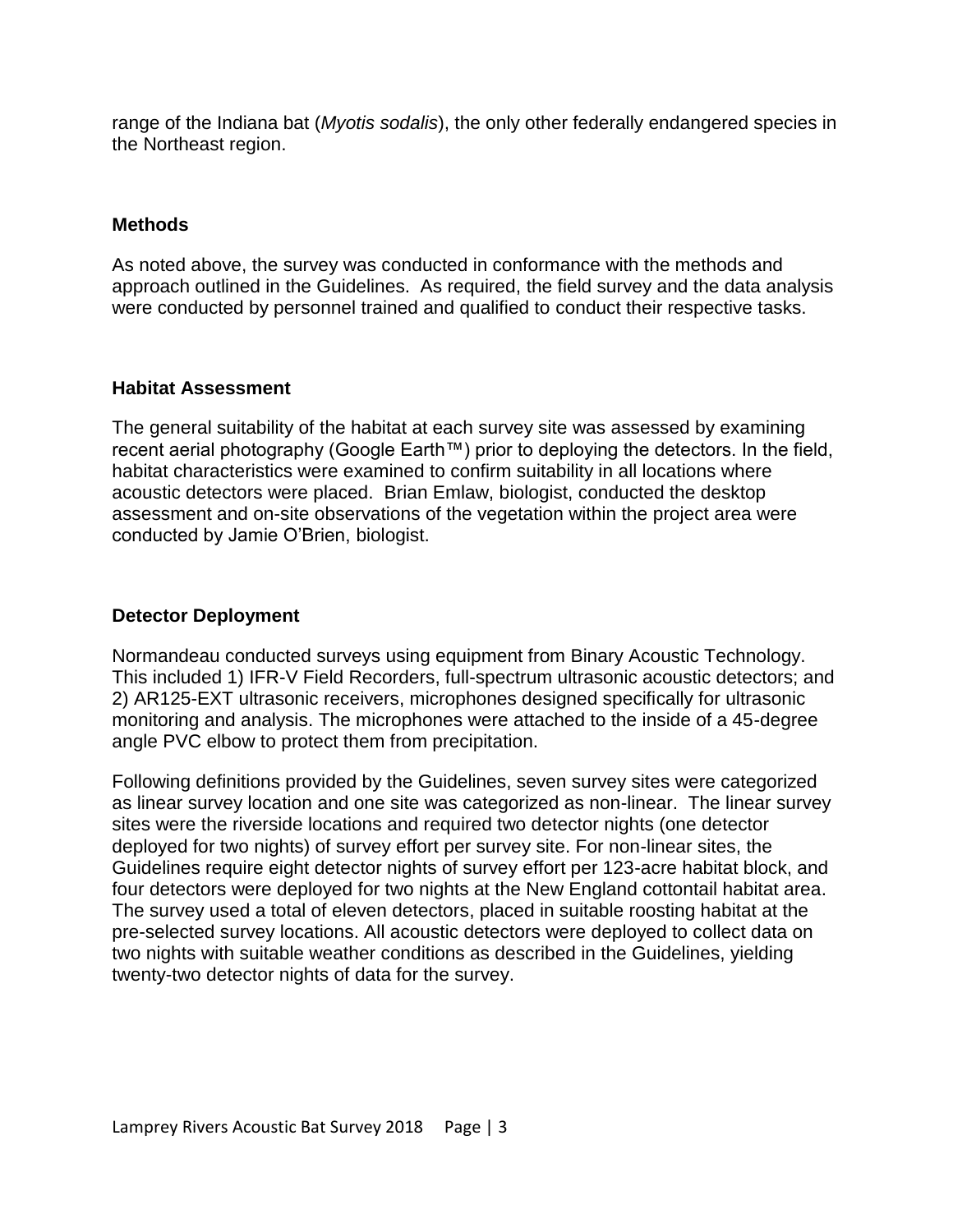range of the Indiana bat (*Myotis sodalis*), the only other federally endangered species in the Northeast region.

## Methods

As noted above, the survey was conducted in conformance with the methods and approach outlined in the Guidelines. As required, the field survey and the data analysis were conducted by personnel trained and qualified to conduct their respective tasks.

## Habitat Assessment

The general suitability of the habitat at each survey site was assessed by examining recent aerial photography (Google Earth™) prior to deploying the detectors. In the field, habitat characteristics were examined to confirm suitability in all locations where acoustic detectors were placed. Brian Emlaw, biologist, conducted the desktop assessment and on-site observations of the vegetation within the project area were conducted by Jamie O'Brien, biologist.

## Detector Deployment

Normandeau conducted surveys using equipment from Binary Acoustic Technology. This included 1) IFR-V Field Recorders, full-spectrum ultrasonic acoustic detectors; and 2) AR125-EXT ultrasonic receivers, microphones designed specifically for ultrasonic monitoring and analysis. The microphones were attached to the inside of a 45-degree angle PVC elbow to protect them from precipitation.

Following definitions provided by the Guidelines, seven survey sites were categorized as linear survey location and one site was categorized as non-linear. The linear survey sites were the riverside locations and required two detector nights (one detector deployed for two nights) of survey effort per survey site. For non-linear sites, the Guidelines require eight detector nights of survey effort per 123-acre habitat block, and four detectors were deployed for two nights at the New England cottontail habitat area. The survey used a total of eleven detectors, placed in suitable roosting habitat at the pre-selected survey locations. All acoustic detectors were deployed to collect data on two nights with suitable weather conditions as described in the Guidelines, yielding twenty-two detector nights of data for the survey.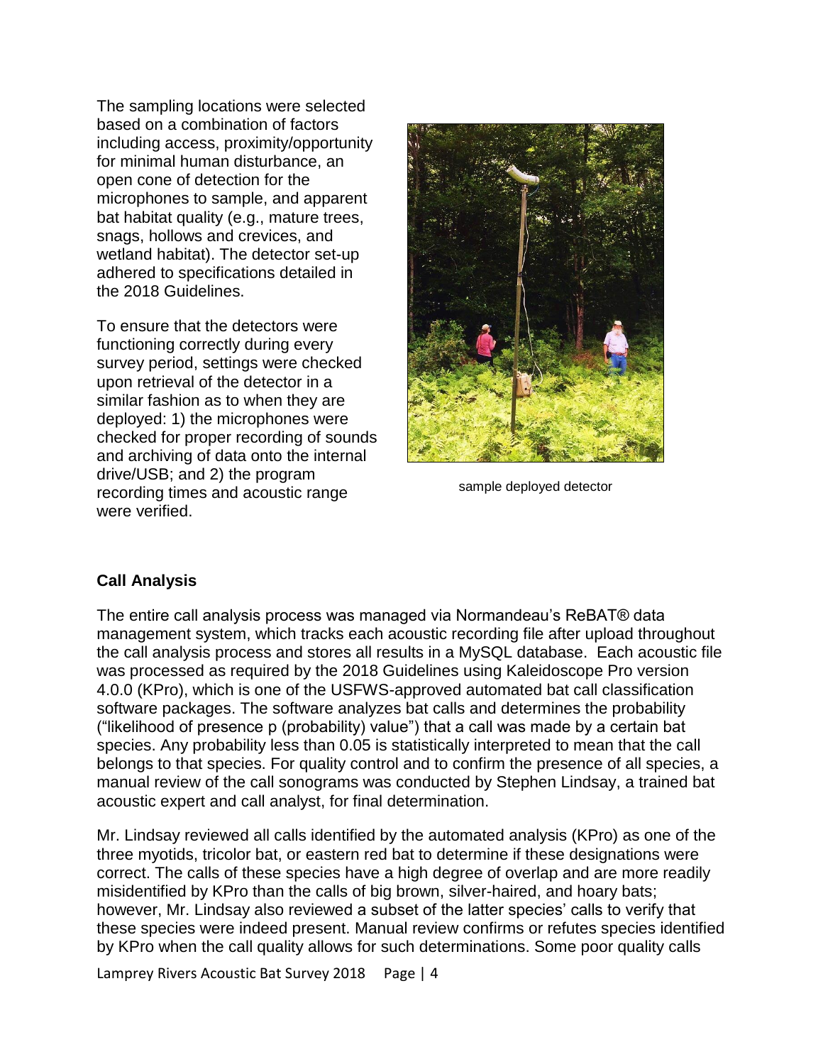The sampling locations were selected based on a combination of factors including access, proximity/opportunity for minimal human disturbance, an open cone of detection for the microphones to sample, and apparent bat habitat quality (e.g., mature trees, snags, hollows and crevices, and wetland habitat). The detector set-up adhered to specifications detailed in the 2018 Guidelines.

To ensure that the detectors were functioning correctly during every survey period, settings were checked upon retrieval of the detector in a similar fashion as to when they are deployed: 1) the microphones were checked for proper recording of sounds and archiving of data onto the internal drive/USB; and 2) the program recording times and acoustic range were verified.

sample deployed detector

## Call Analysis

The entire call analysis process was managed via Normandeau's ReBAT® data management system, which tracks each acoustic recording file after upload throughout the call analysis process and stores all results in a MySQL database. Each acoustic file was processed as required by the 2018 Guidelines using Kaleidoscope Pro version 4.0.0 (KPro), which is one of the USFWS-approved automated bat call classification software packages. The software analyzes bat calls and determines the probability ("likelihood of presence p (probability) value") that a call was made by a certain bat species. Any probability less than 0.05 is statistically interpreted to mean that the call belongs to that species. For quality control and to confirm the presence of all species, a manual review of the call sonograms was conducted by Stephen Lindsay, a trained bat acoustic expert and call analyst, for final determination.

Mr. Lindsay reviewed all calls identified by the automated analysis (KPro) as one of the three myotids, tricolor bat, or eastern red bat to determine if these designations were correct. The calls of these species have a high degree of overlap and are more readily misidentified by KPro than the calls of big brown, silver-haired, and hoary bats; however, Mr. Lindsay also reviewed a subset of the latter species' calls to verify that these species were indeed present. Manual review confirms or refutes species identified by KPro when the call quality allows for such determinations. Some poor quality calls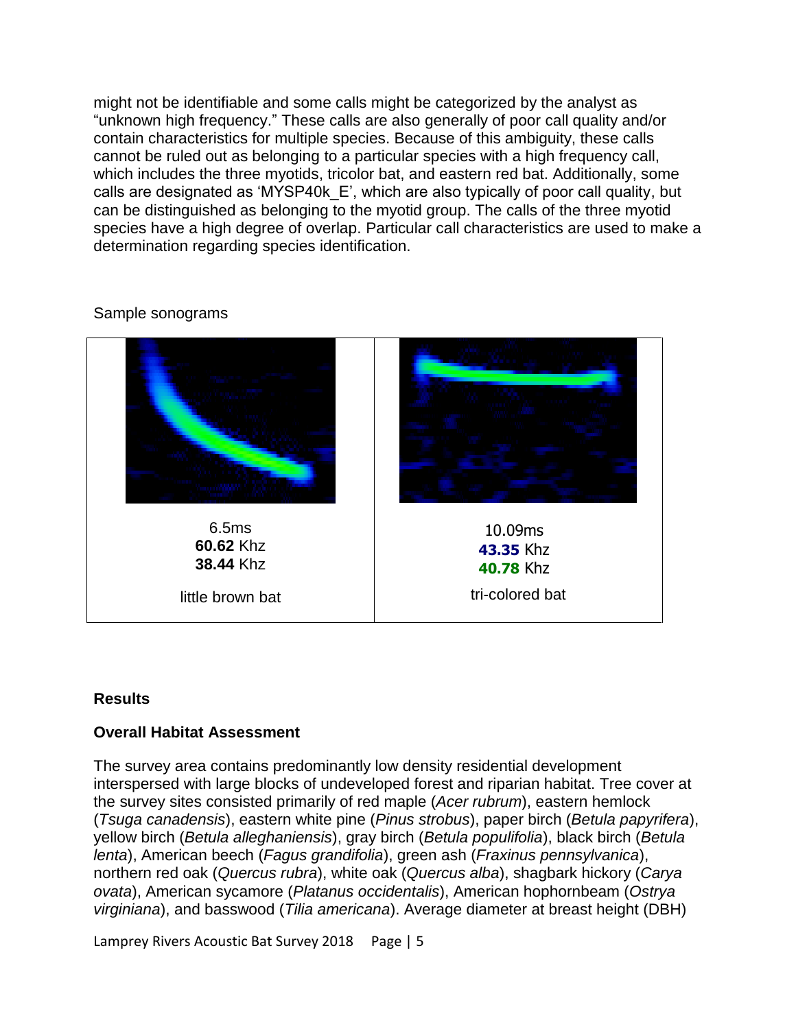might not be identifiable and some calls might be categorized by the analyst as "unknown high frequency." These calls are also generally of poor call quality and/or contain characteristics for multiple species. Because of this ambiguity, these calls cannot be ruled out as belonging to a particular species with a high frequency call, which includes the three myotids, tricolor bat, and eastern red bat. Additionally, some calls are designated as 'MYSP40k_E', which are also typically of poor call quality, but can be distinguished as belonging to the myotid group. The calls of the three myotid species have a high degree of overlap. Particular call characteristics are used to make a determination regarding species identification.

Sample sonograms

| | |
|---|---|
| 6.5ms<br>**60.62** Khz<br>**38.44** Khz<br><br>little brown bat | 10.09ms<br>**43.35** Khz<br>**40.78** Khz<br><br>tri-colored bat |

## Results

### Overall Habitat Assessment

The survey area contains predominantly low density residential development interspersed with large blocks of undeveloped forest and riparian habitat. Tree cover at the survey sites consisted primarily of red maple (*Acer rubrum*), eastern hemlock (*Tsuga canadensis*), eastern white pine (*Pinus strobus*), paper birch (*Betula papyrifera*), yellow birch (*Betula alleghaniensis*), gray birch (*Betula populifolia*), black birch (*Betula lenta*), American beech (*Fagus grandifolia*), green ash (*Fraxinus pennsylvanica*), northern red oak (*Quercus rubra*), white oak (*Quercus alba*), shagbark hickory (*Carya ovata*), American sycamore (*Platanus occidentalis*), American hophornbeam (*Ostrya virginiana*), and basswood (*Tilia americana*). Average diameter at breast height (DBH)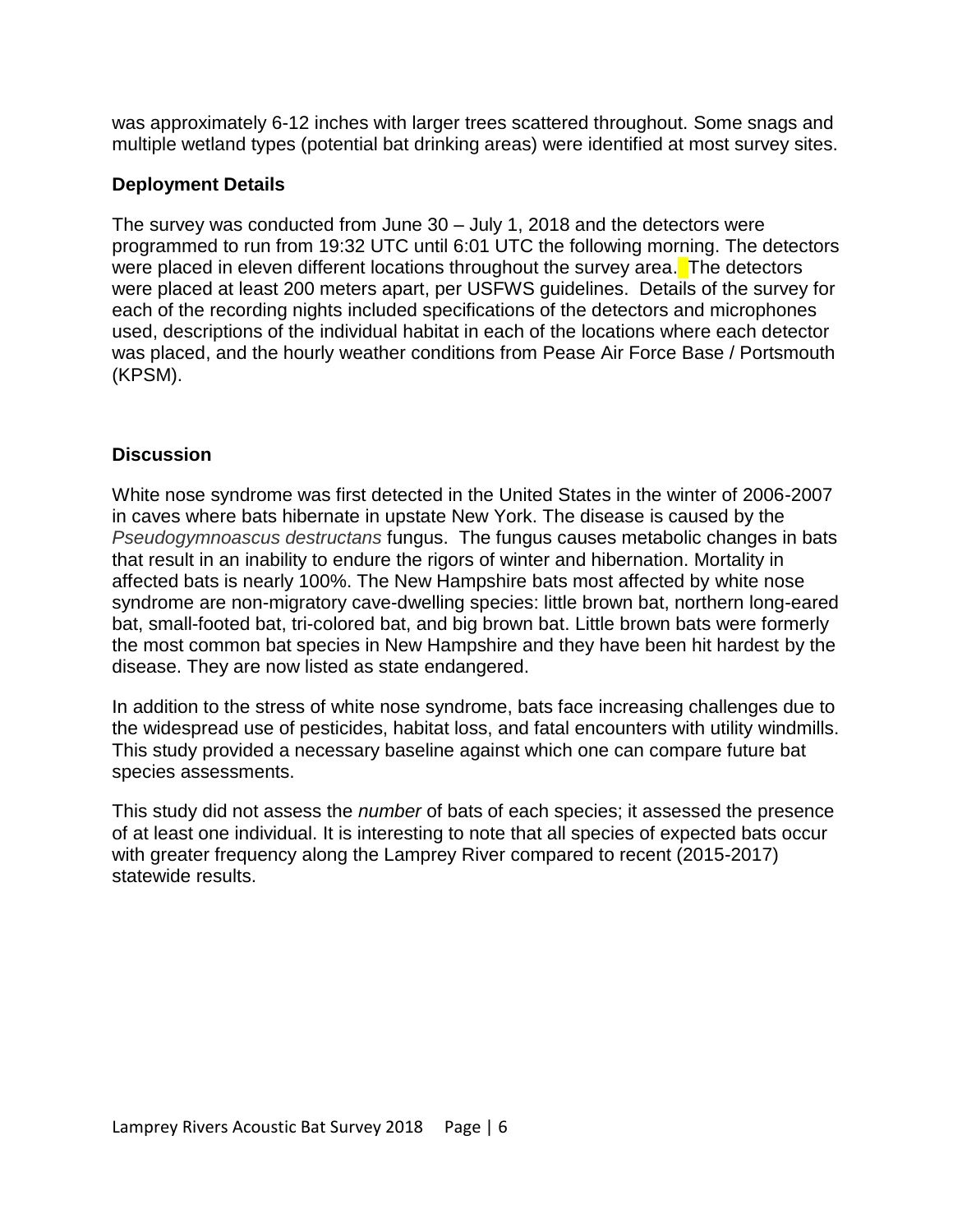was approximately 6-12 inches with larger trees scattered throughout. Some snags and multiple wetland types (potential bat drinking areas) were identified at most survey sites.

### Deployment Details

The survey was conducted from June 30 – July 1, 2018 and the detectors were programmed to run from 19:32 UTC until 6:01 UTC the following morning. The detectors were placed in eleven different locations throughout the survey area. The detectors were placed at least 200 meters apart, per USFWS guidelines. Details of the survey for each of the recording nights included specifications of the detectors and microphones used, descriptions of the individual habitat in each of the locations where each detector was placed, and the hourly weather conditions from Pease Air Force Base / Portsmouth (KPSM).

### Discussion

White nose syndrome was first detected in the United States in the winter of 2006-2007 in caves where bats hibernate in upstate New York. The disease is caused by the *Pseudogymnoascus destructans* fungus. The fungus causes metabolic changes in bats that result in an inability to endure the rigors of winter and hibernation. Mortality in affected bats is nearly 100%. The New Hampshire bats most affected by white nose syndrome are non-migratory cave-dwelling species: little brown bat, northern long-eared bat, small-footed bat, tri-colored bat, and big brown bat. Little brown bats were formerly the most common bat species in New Hampshire and they have been hit hardest by the disease. They are now listed as state endangered.

In addition to the stress of white nose syndrome, bats face increasing challenges due to the widespread use of pesticides, habitat loss, and fatal encounters with utility windmills. This study provided a necessary baseline against which one can compare future bat species assessments.

This study did not assess the *number* of bats of each species; it assessed the presence of at least one individual. It is interesting to note that all species of expected bats occur with greater frequency along the Lamprey River compared to recent (2015-2017) statewide results.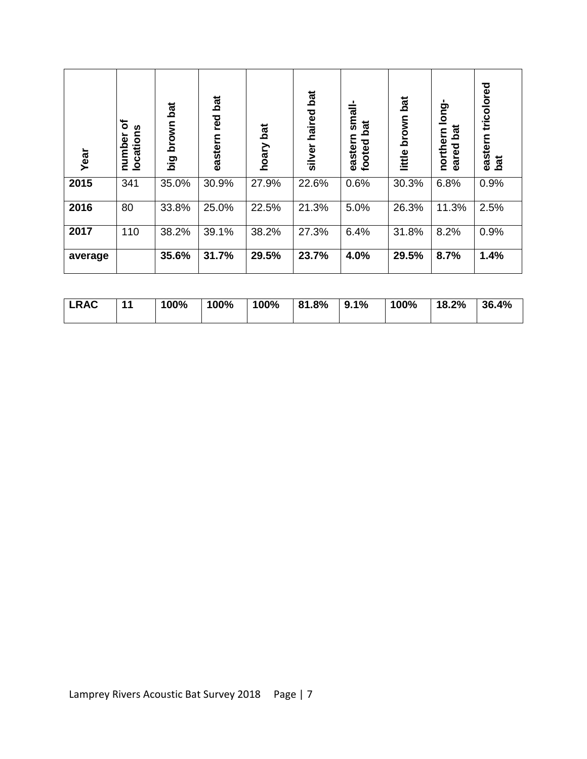| Year | number of locations | big brown bat | eastern red bat | hoary bat | silver haired bat | eastern small-footed bat | little brown bat | northern long-eared bat | eastern tricolored bat |
|---|---|---|---|---|---|---|---|---|---|
| **2015** | 341 | 35.0% | 30.9% | 27.9% | 22.6% | 0.6% | 30.3% | 6.8% | 0.9% |
| **2016** | 80 | 33.8% | 25.0% | 22.5% | 21.3% | 5.0% | 26.3% | 11.3% | 2.5% |
| **2017** | 110 | 38.2% | 39.1% | 38.2% | 27.3% | 6.4% | 31.8% | 8.2% | 0.9% |
| **average** | | **35.6%** | **31.7%** | **29.5%** | **23.7%** | **4.0%** | **29.5%** | **8.7%** | **1.4%** |

| | | | | | | | | | |
|---|---|---|---|---|---|---|---|---|---|
| **LRAC** | **11** | **100%** | **100%** | **100%** | **81.8%** | **9.1%** | **100%** | **18.2%** | **36.4%** |